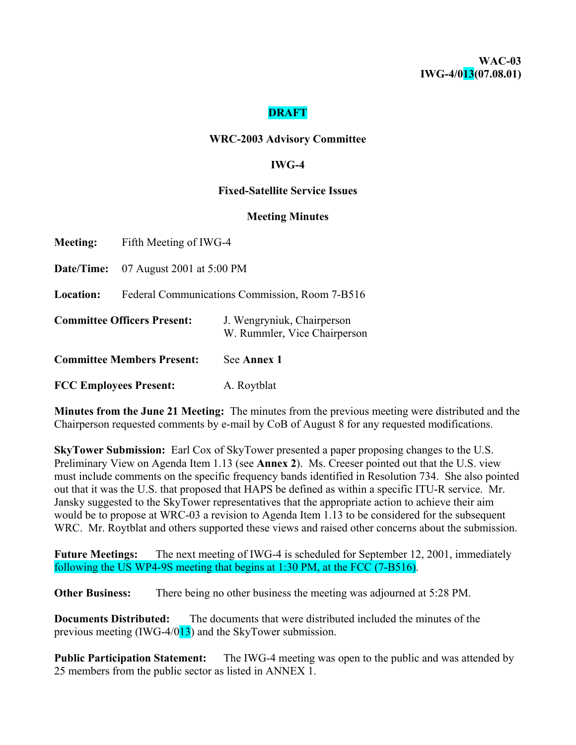**WAC-03**
**IWG-4/013(07.08.01)**

**DRAFT**

**WRC-2003 Advisory Committee**

**IWG-4**

**Fixed-Satellite Service Issues**

**Meeting Minutes**

**Meeting:** Fifth Meeting of IWG-4

**Date/Time:** 07 August 2001 at 5:00 PM

**Location:** Federal Communications Commission, Room 7-B516

**Committee Officers Present:** J. Wengryniuk, Chairperson
W. Rummler, Vice Chairperson

**Committee Members Present:** See **Annex 1**

**FCC Employees Present:** A. Roytblat

**Minutes from the June 21 Meeting:** The minutes from the previous meeting were distributed and the Chairperson requested comments by e-mail by CoB of August 8 for any requested modifications.

**SkyTower Submission:** Earl Cox of SkyTower presented a paper proposing changes to the U.S. Preliminary View on Agenda Item 1.13 (see **Annex 2**). Ms. Creeser pointed out that the U.S. view must include comments on the specific frequency bands identified in Resolution 734. She also pointed out that it was the U.S. that proposed that HAPS be defined as within a specific ITU-R service. Mr. Jansky suggested to the SkyTower representatives that the appropriate action to achieve their aim would be to propose at WRC-03 a revision to Agenda Item 1.13 to be considered for the subsequent WRC. Mr. Roytblat and others supported these views and raised other concerns about the submission.

**Future Meetings:** The next meeting of IWG-4 is scheduled for September 12, 2001, immediately following the US WP4-9S meeting that begins at 1:30 PM, at the FCC (7-B516).

**Other Business:** There being no other business the meeting was adjourned at 5:28 PM.

**Documents Distributed:** The documents that were distributed included the minutes of the previous meeting (IWG-4/013) and the SkyTower submission.

**Public Participation Statement:** The IWG-4 meeting was open to the public and was attended by 25 members from the public sector as listed in ANNEX 1.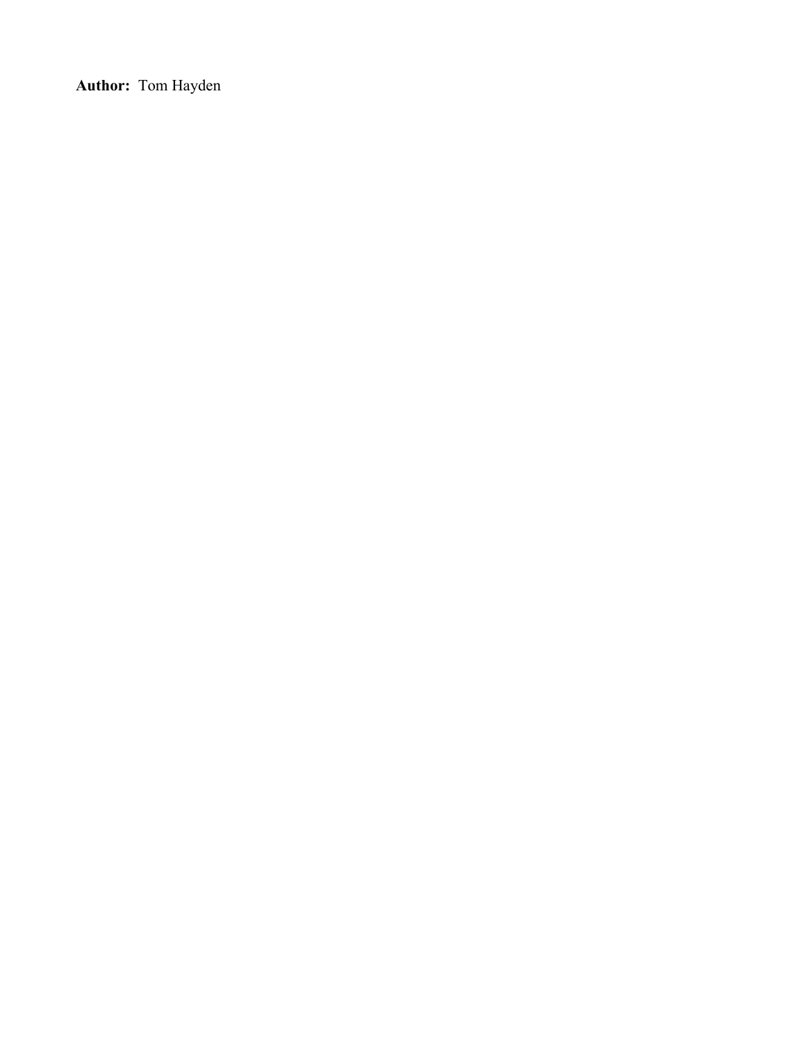**Author:** Tom Hayden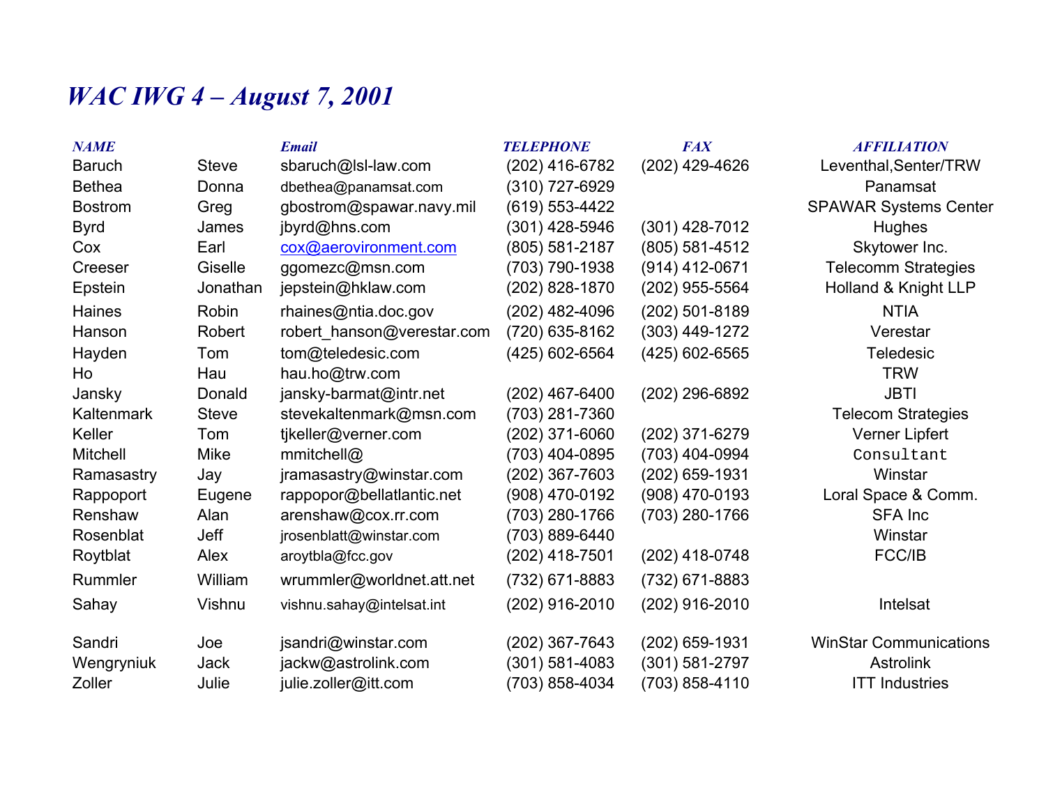# *WAC IWG 4 – August 7, 2001*

| *NAME* | | *Email* | *TELEPHONE* | *FAX* | *AFFILIATION* |
|---|---|---|---|---|---|
| Baruch | Steve | sbaruch@lsl-law.com | (202) 416-6782 | (202) 429-4626 | Leventhal,Senter/TRW |
| Bethea | Donna | dbethea@panamsat.com | (310) 727-6929 | | Panamsat |
| Bostrom | Greg | gbostrom@spawar.navy.mil | (619) 553-4422 | | SPAWAR Systems Center |
| Byrd | James | jbyrd@hns.com | (301) 428-5946 | (301) 428-7012 | Hughes |
| Cox | Earl | cox@aerovironment.com | (805) 581-2187 | (805) 581-4512 | Skytower Inc. |
| Creeser | Giselle | ggomezc@msn.com | (703) 790-1938 | (914) 412-0671 | Telecomm Strategies |
| Epstein | Jonathan | jepstein@hklaw.com | (202) 828-1870 | (202) 955-5564 | Holland & Knight LLP |
| Haines | Robin | rhaines@ntia.doc.gov | (202) 482-4096 | (202) 501-8189 | NTIA |
| Hanson | Robert | robert_hanson@verestar.com | (720) 635-8162 | (303) 449-1272 | Verestar |
| Hayden | Tom | tom@teledesic.com | (425) 602-6564 | (425) 602-6565 | Teledesic |
| Ho | Hau | hau.ho@trw.com | | | TRW |
| Jansky | Donald | jansky-barmat@intr.net | (202) 467-6400 | (202) 296-6892 | JBTI |
| Kaltenmark | Steve | stevekaltenmark@msn.com | (703) 281-7360 | | Telecom Strategies |
| Keller | Tom | tjkeller@verner.com | (202) 371-6060 | (202) 371-6279 | Verner Lipfert |
| Mitchell | Mike | mmitchell@ | (703) 404-0895 | (703) 404-0994 | Consultant |
| Ramasastry | Jay | jramasastry@winstar.com | (202) 367-7603 | (202) 659-1931 | Winstar |
| Rappoport | Eugene | rappopor@bellatlantic.net | (908) 470-0192 | (908) 470-0193 | Loral Space & Comm. |
| Renshaw | Alan | arenshaw@cox.rr.com | (703) 280-1766 | (703) 280-1766 | SFA Inc |
| Rosenblat | Jeff | jrosenblatt@winstar.com | (703) 889-6440 | | Winstar |
| Roytblat | Alex | aroytbla@fcc.gov | (202) 418-7501 | (202) 418-0748 | FCC/IB |
| Rummler | William | wrummler@worldnet.att.net | (732) 671-8883 | (732) 671-8883 | |
| Sahay | Vishnu | vishnu.sahay@intelsat.int | (202) 916-2010 | (202) 916-2010 | Intelsat |
| Sandri | Joe | jsandri@winstar.com | (202) 367-7643 | (202) 659-1931 | WinStar Communications |
| Wengryniuk | Jack | jackw@astrolink.com | (301) 581-4083 | (301) 581-2797 | Astrolink |
| Zoller | Julie | julie.zoller@itt.com | (703) 858-4034 | (703) 858-4110 | ITT Industries |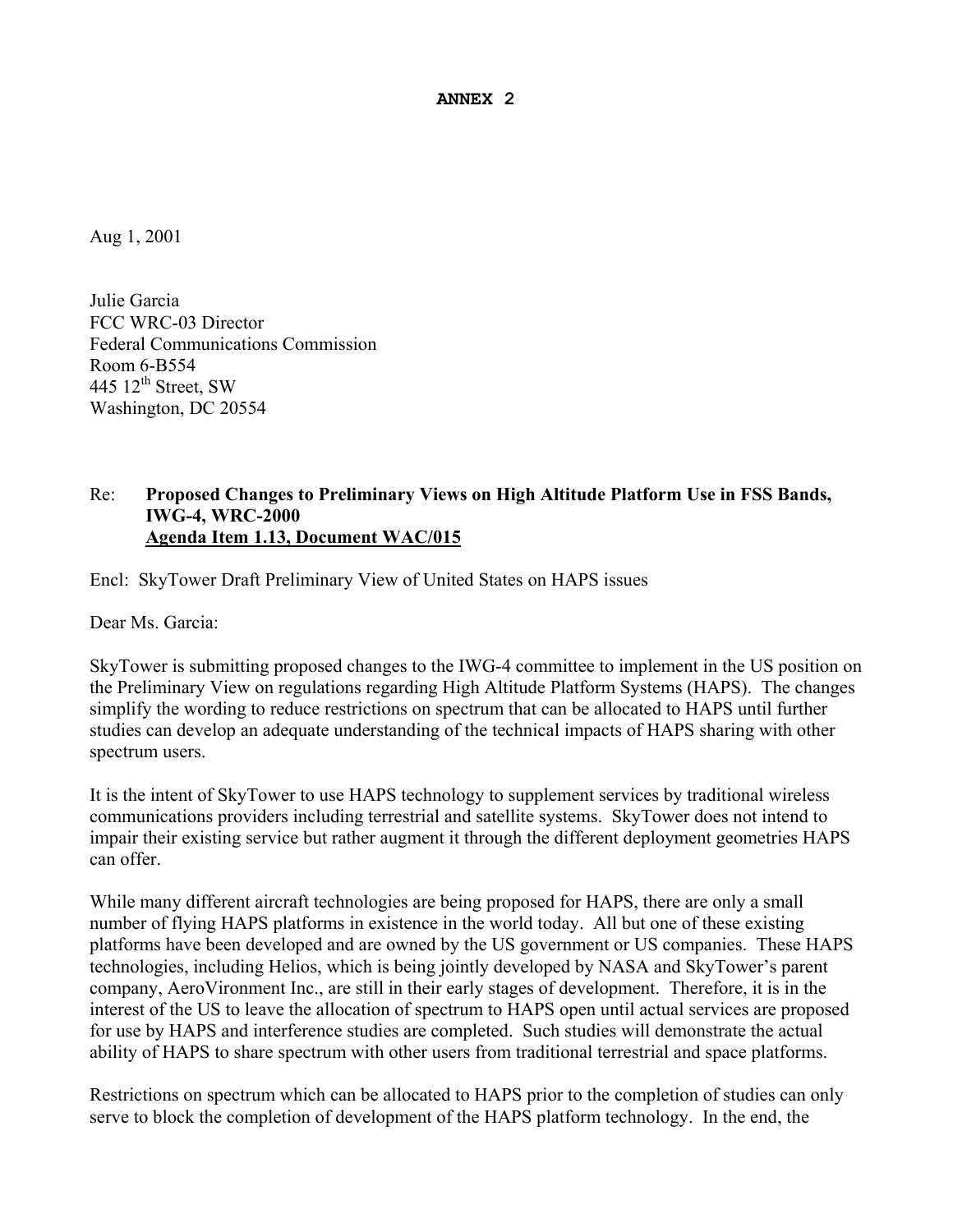**ANNEX 2**

Aug 1, 2001

Julie Garcia
FCC WRC-03 Director
Federal Communications Commission
Room 6-B554
445 12th Street, SW
Washington, DC 20554

Re: **Proposed Changes to Preliminary Views on High Altitude Platform Use in FSS Bands, IWG-4, WRC-2000**
**<u>Agenda Item 1.13, Document WAC/015</u>**

Encl: SkyTower Draft Preliminary View of United States on HAPS issues

Dear Ms. Garcia:

SkyTower is submitting proposed changes to the IWG-4 committee to implement in the US position on the Preliminary View on regulations regarding High Altitude Platform Systems (HAPS). The changes simplify the wording to reduce restrictions on spectrum that can be allocated to HAPS until further studies can develop an adequate understanding of the technical impacts of HAPS sharing with other spectrum users.

It is the intent of SkyTower to use HAPS technology to supplement services by traditional wireless communications providers including terrestrial and satellite systems. SkyTower does not intend to impair their existing service but rather augment it through the different deployment geometries HAPS can offer.

While many different aircraft technologies are being proposed for HAPS, there are only a small number of flying HAPS platforms in existence in the world today. All but one of these existing platforms have been developed and are owned by the US government or US companies. These HAPS technologies, including Helios, which is being jointly developed by NASA and SkyTower's parent company, AeroVironment Inc., are still in their early stages of development. Therefore, it is in the interest of the US to leave the allocation of spectrum to HAPS open until actual services are proposed for use by HAPS and interference studies are completed. Such studies will demonstrate the actual ability of HAPS to share spectrum with other users from traditional terrestrial and space platforms.

Restrictions on spectrum which can be allocated to HAPS prior to the completion of studies can only serve to block the completion of development of the HAPS platform technology. In the end, the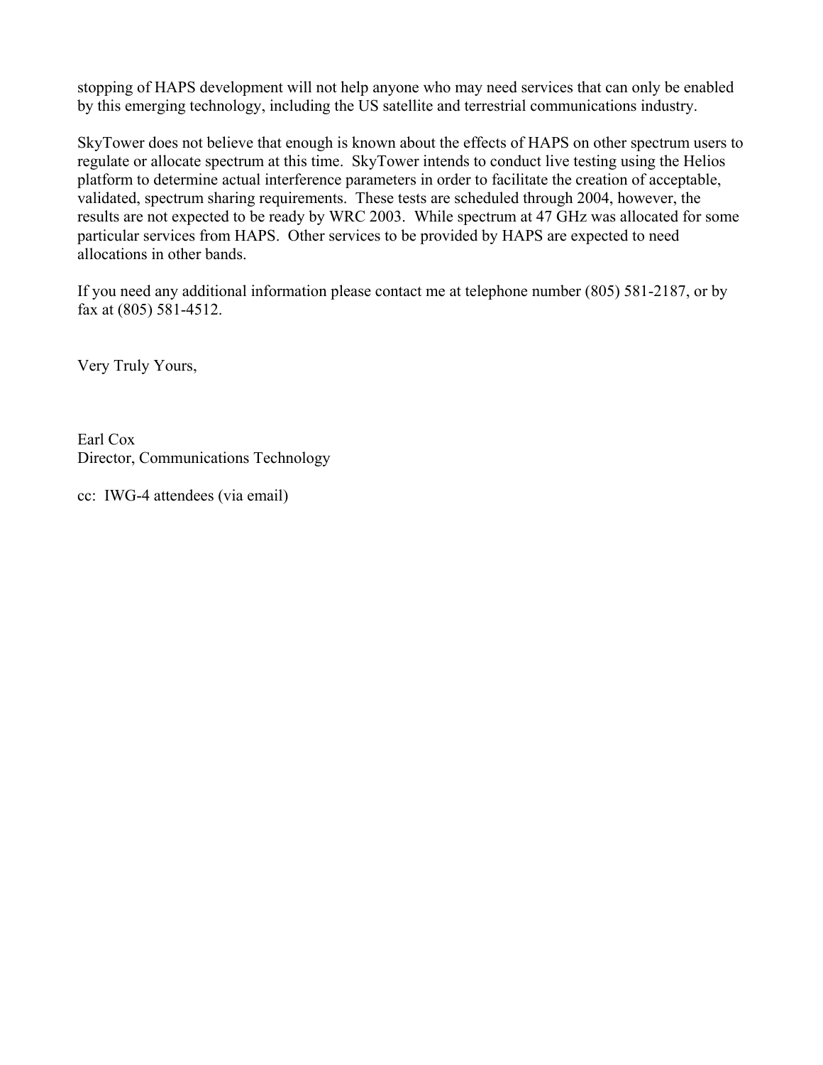stopping of HAPS development will not help anyone who may need services that can only be enabled by this emerging technology, including the US satellite and terrestrial communications industry.

SkyTower does not believe that enough is known about the effects of HAPS on other spectrum users to regulate or allocate spectrum at this time. SkyTower intends to conduct live testing using the Helios platform to determine actual interference parameters in order to facilitate the creation of acceptable, validated, spectrum sharing requirements. These tests are scheduled through 2004, however, the results are not expected to be ready by WRC 2003. While spectrum at 47 GHz was allocated for some particular services from HAPS. Other services to be provided by HAPS are expected to need allocations in other bands.

If you need any additional information please contact me at telephone number (805) 581-2187, or by fax at (805) 581-4512.

Very Truly Yours,

Earl Cox
Director, Communications Technology

cc: IWG-4 attendees (via email)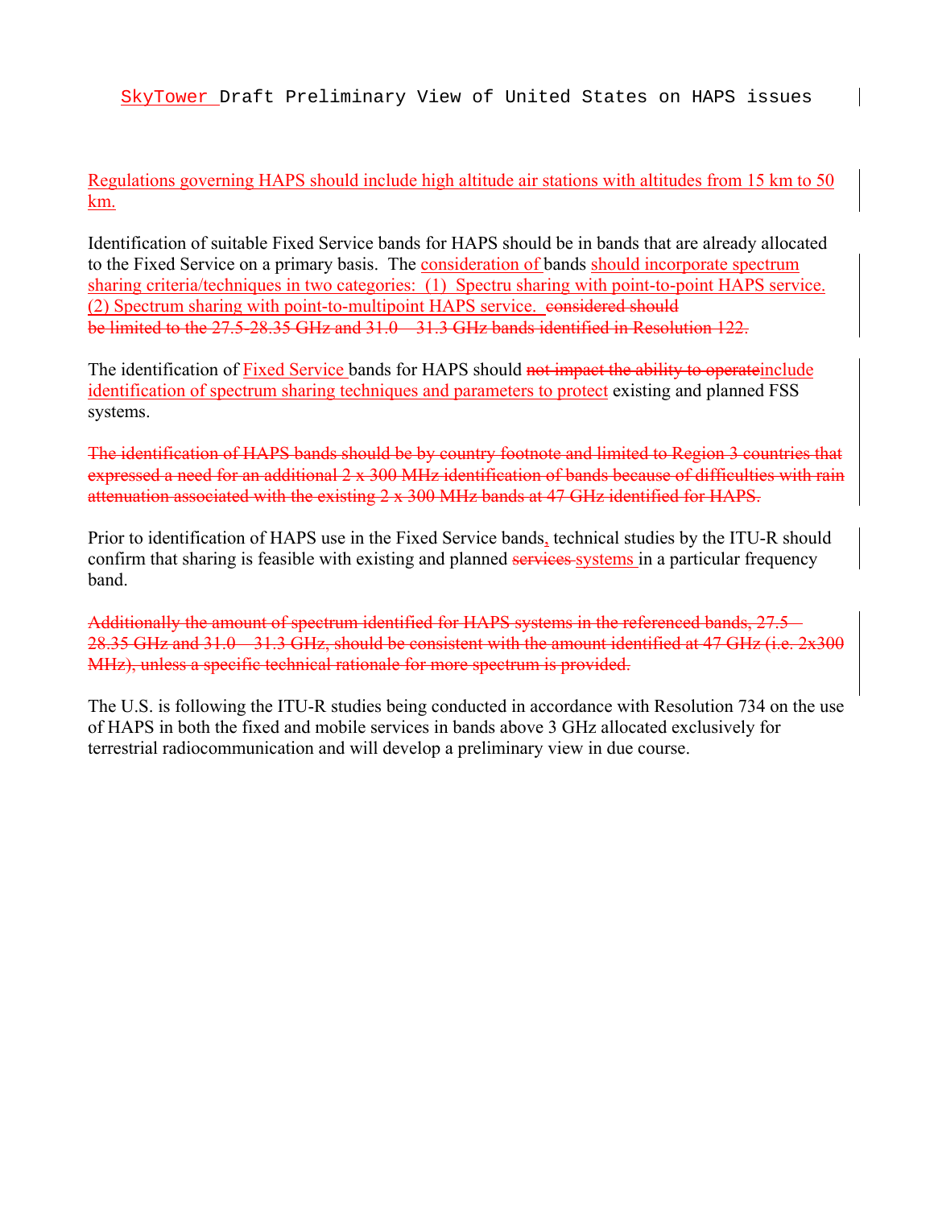# SkyTower Draft Preliminary View of United States on HAPS issues

Regulations governing HAPS should include high altitude air stations with altitudes from 15 km to 50 km.

Identification of suitable Fixed Service bands for HAPS should be in bands that are already allocated to the Fixed Service on a primary basis. The consideration of bands should incorporate spectrum sharing criteria/techniques in two categories: (1) Spectru sharing with point-to-point HAPS service. (2) Spectrum sharing with point-to-multipoint HAPS service. ~~considered should be limited to the 27.5-28.35 GHz and 31.0 – 31.3 GHz bands identified in Resolution 122.~~

The identification of Fixed Service bands for HAPS should ~~not impact the ability to operate~~include identification of spectrum sharing techniques and parameters to protect existing and planned FSS systems.

~~The identification of HAPS bands should be by country footnote and limited to Region 3 countries that expressed a need for an additional 2 x 300 MHz identification of bands because of difficulties with rain attenuation associated with the existing 2 x 300 MHz bands at 47 GHz identified for HAPS.~~

Prior to identification of HAPS use in the Fixed Service bands, technical studies by the ITU-R should confirm that sharing is feasible with existing and planned ~~services~~ systems in a particular frequency band.

~~Additionally the amount of spectrum identified for HAPS systems in the referenced bands, 27.5 – 28.35 GHz and 31.0 – 31.3 GHz, should be consistent with the amount identified at 47 GHz (i.e. 2x300 MHz), unless a specific technical rationale for more spectrum is provided.~~

The U.S. is following the ITU-R studies being conducted in accordance with Resolution 734 on the use of HAPS in both the fixed and mobile services in bands above 3 GHz allocated exclusively for terrestrial radiocommunication and will develop a preliminary view in due course.